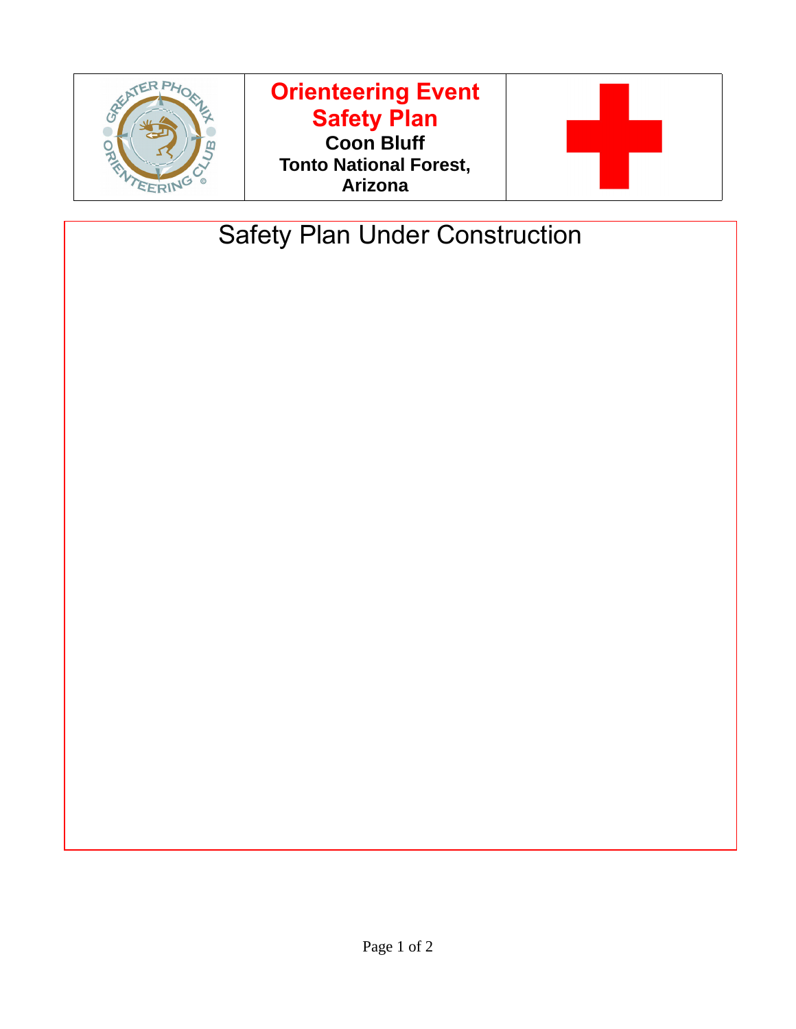# Orienteering Event Safety Plan

**Coon Bluff**

**Tonto National Forest, Arizona**

Safety Plan Under Construction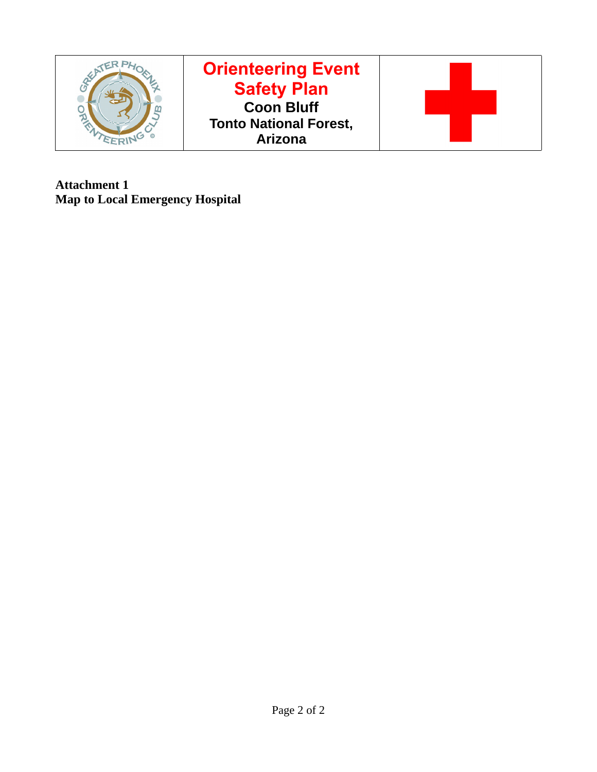| | Orienteering Event Safety Plan<br>Coon Bluff<br>Tonto National Forest, Arizona | |
|---|---|---|

**Attachment 1**
**Map to Local Emergency Hospital**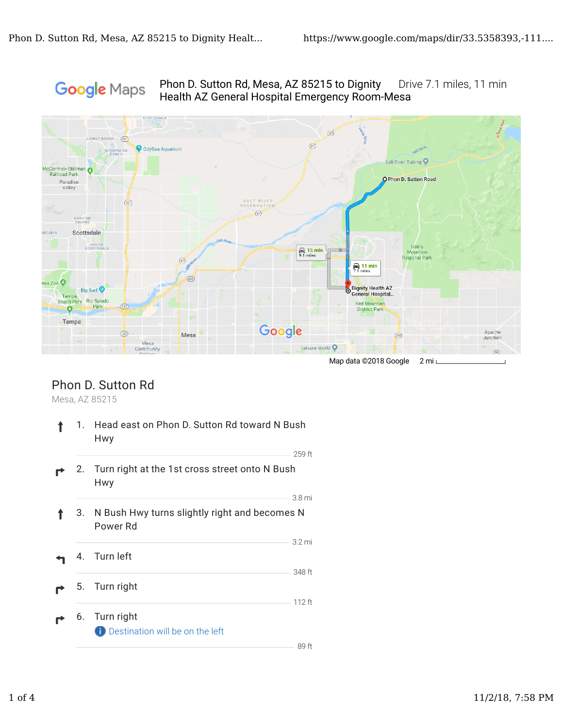Google Maps

Phon D. Sutton Rd, Mesa, AZ 85215 to Dignity Health AZ General Hospital Emergency Room-Mesa

Drive 7.1 miles, 11 min

Map data ©2018 Google 2 mi

## Phon D. Sutton Rd

Mesa, AZ 85215

1. Head east on Phon D. Sutton Rd toward N Bush Hwy

   259 ft

2. Turn right at the 1st cross street onto N Bush Hwy

   3.8 mi

3. N Bush Hwy turns slightly right and becomes N Power Rd

   3.2 mi

4. Turn left

   348 ft

5. Turn right

   112 ft

6. Turn right

   Destination will be on the left

   89 ft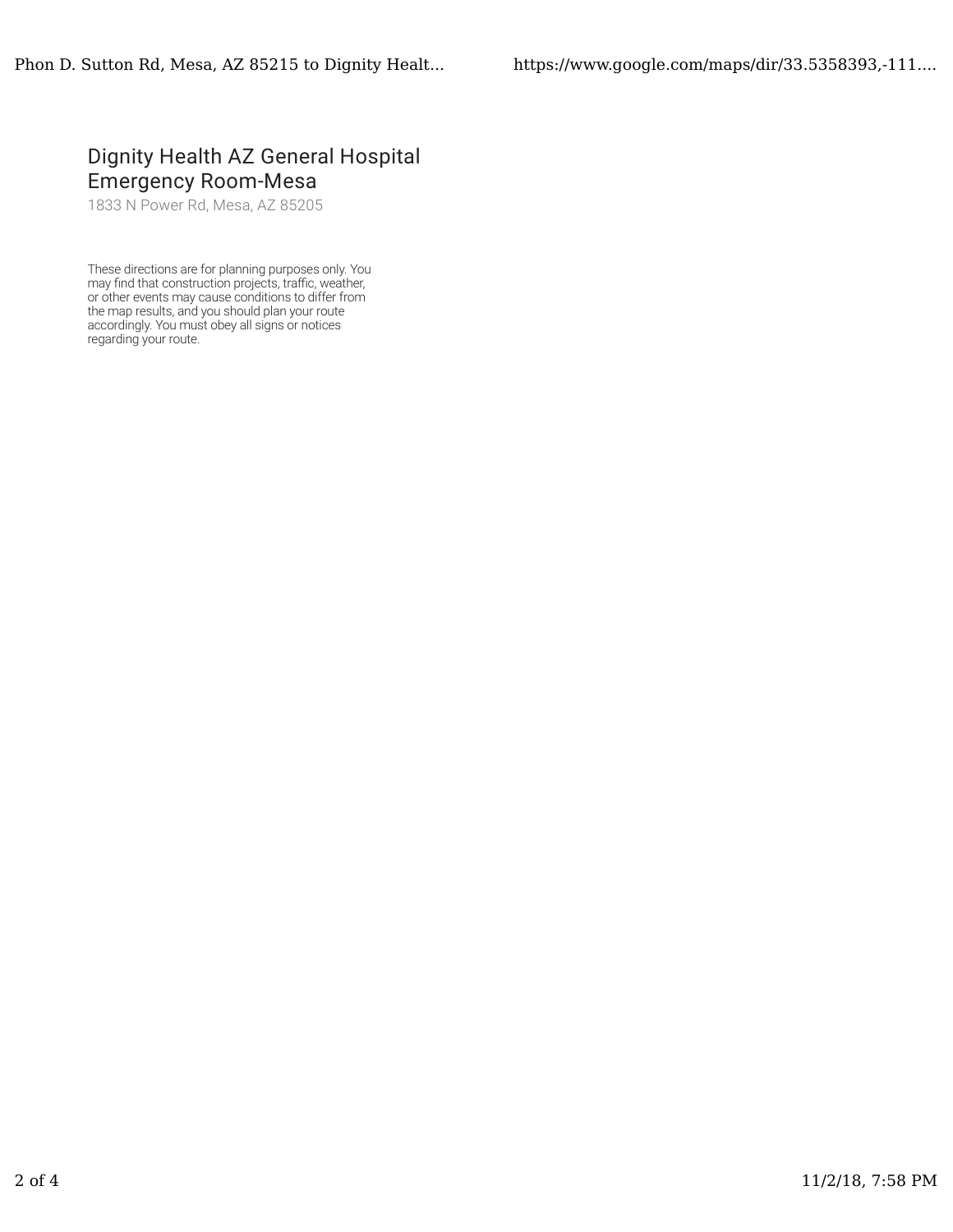## Dignity Health AZ General Hospital Emergency Room-Mesa

1833 N Power Rd, Mesa, AZ 85205

These directions are for planning purposes only. You may find that construction projects, traffic, weather, or other events may cause conditions to differ from the map results, and you should plan your route accordingly. You must obey all signs or notices regarding your route.